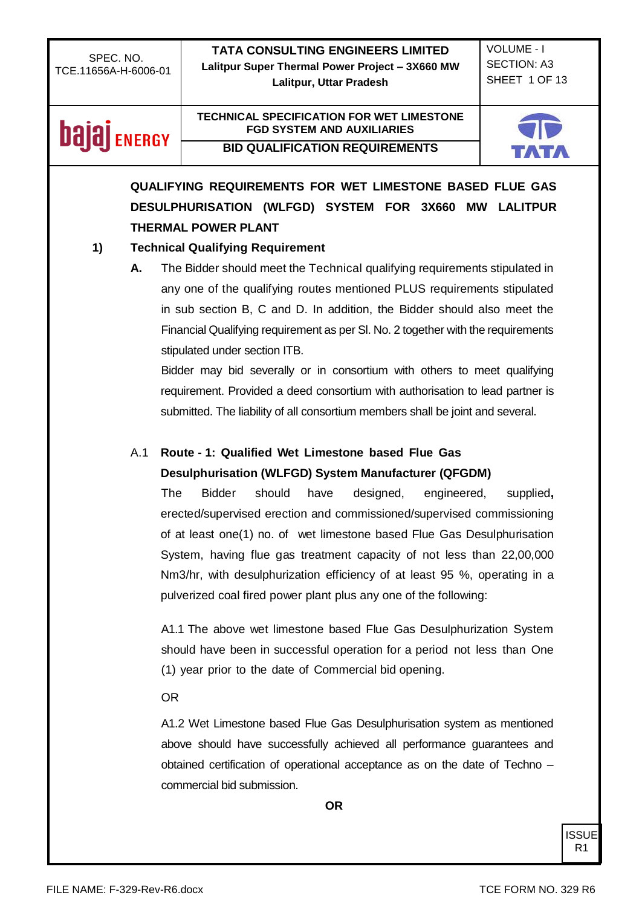## QUALIFYING REQUIREMENTS FOR WET LIMESTONE BASED FLUE GAS DESULPHURISATION (WLFGD) SYSTEM FOR 3X660 MW LALITPUR THERMAL POWER PLANT

### 1) Technical Qualifying Requirement

**A.** The Bidder should meet the Technical qualifying requirements stipulated in any one of the qualifying routes mentioned PLUS requirements stipulated in sub section B, C and D. In addition, the Bidder should also meet the Financial Qualifying requirement as per Sl. No. 2 together with the requirements stipulated under section ITB.

Bidder may bid severally or in consortium with others to meet qualifying requirement. Provided a deed consortium with authorisation to lead partner is submitted. The liability of all consortium members shall be joint and several.

A.1 **Route - 1: Qualified Wet Limestone based Flue Gas Desulphurisation (WLFGD) System Manufacturer (QFGDM)**

The Bidder should have designed, engineered, supplied**,** erected/supervised erection and commissioned/supervised commissioning of at least one(1) no. of wet limestone based Flue Gas Desulphurisation System, having flue gas treatment capacity of not less than 22,00,000 Nm3/hr, with desulphurization efficiency of at least 95 %, operating in a pulverized coal fired power plant plus any one of the following:

A1.1 The above wet limestone based Flue Gas Desulphurization System should have been in successful operation for a period not less than One (1) year prior to the date of Commercial bid opening.

OR

A1.2 Wet Limestone based Flue Gas Desulphurisation system as mentioned above should have successfully achieved all performance guarantees and obtained certification of operational acceptance as on the date of Techno – commercial bid submission.

**OR**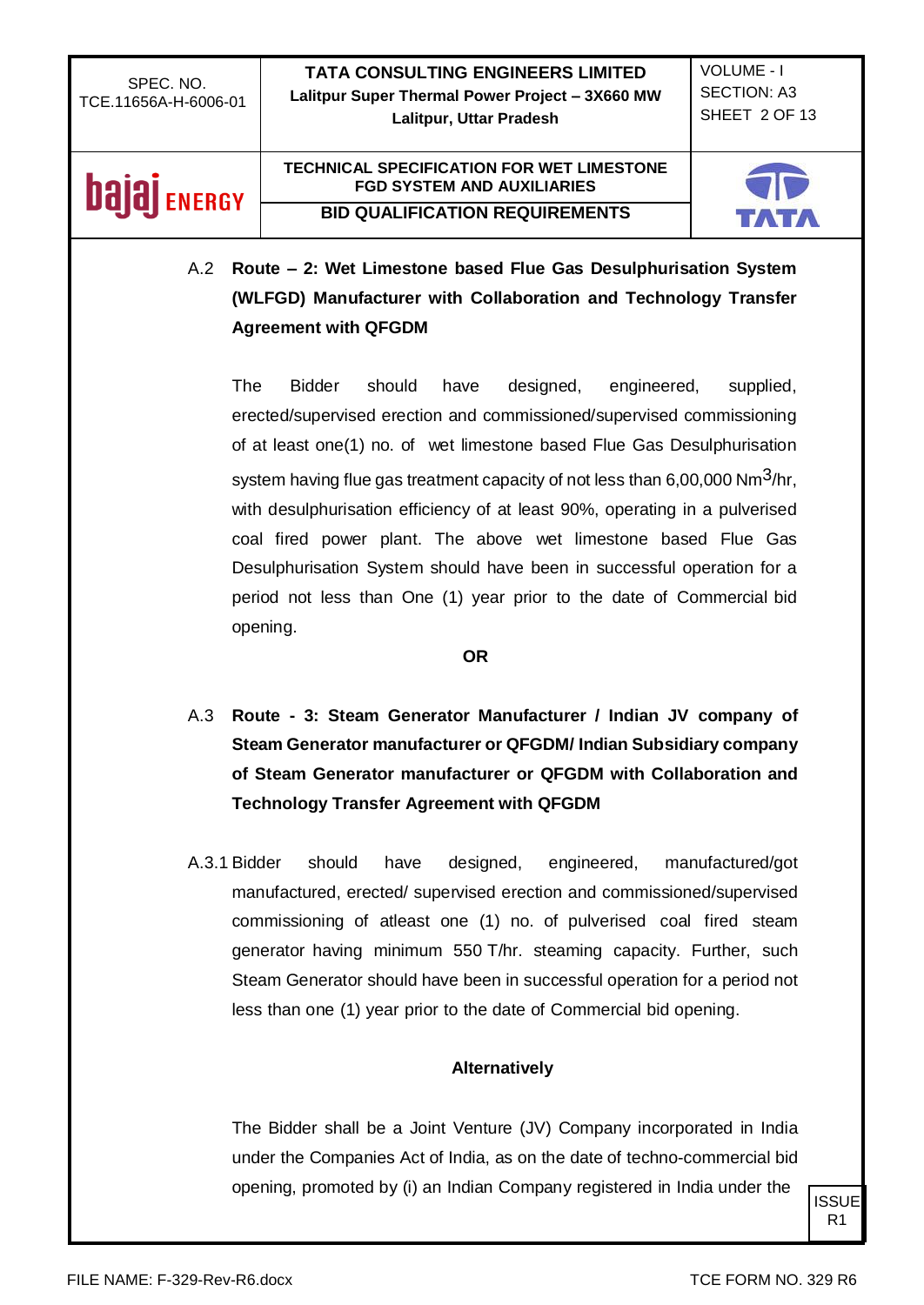A.2 **Route – 2: Wet Limestone based Flue Gas Desulphurisation System (WLFGD) Manufacturer with Collaboration and Technology Transfer Agreement with QFGDM**

The Bidder should have designed, engineered, supplied, erected/supervised erection and commissioned/supervised commissioning of at least one(1) no. of wet limestone based Flue Gas Desulphurisation system having flue gas treatment capacity of not less than 6,00,000 $Nm^3$/hr, with desulphurisation efficiency of at least 90%, operating in a pulverised coal fired power plant. The above wet limestone based Flue Gas Desulphurisation System should have been in successful operation for a period not less than One (1) year prior to the date of Commercial bid opening.

**OR**

A.3 **Route - 3: Steam Generator Manufacturer / Indian JV company of Steam Generator manufacturer or QFGDM/ Indian Subsidiary company of Steam Generator manufacturer or QFGDM with Collaboration and Technology Transfer Agreement with QFGDM**

A.3.1 Bidder should have designed, engineered, manufactured/got manufactured, erected/ supervised erection and commissioned/supervised commissioning of atleast one (1) no. of pulverised coal fired steam generator having minimum 550 T/hr. steaming capacity. Further, such Steam Generator should have been in successful operation for a period not less than one (1) year prior to the date of Commercial bid opening.

**Alternatively**

The Bidder shall be a Joint Venture (JV) Company incorporated in India under the Companies Act of India, as on the date of techno-commercial bid opening, promoted by (i) an Indian Company registered in India under the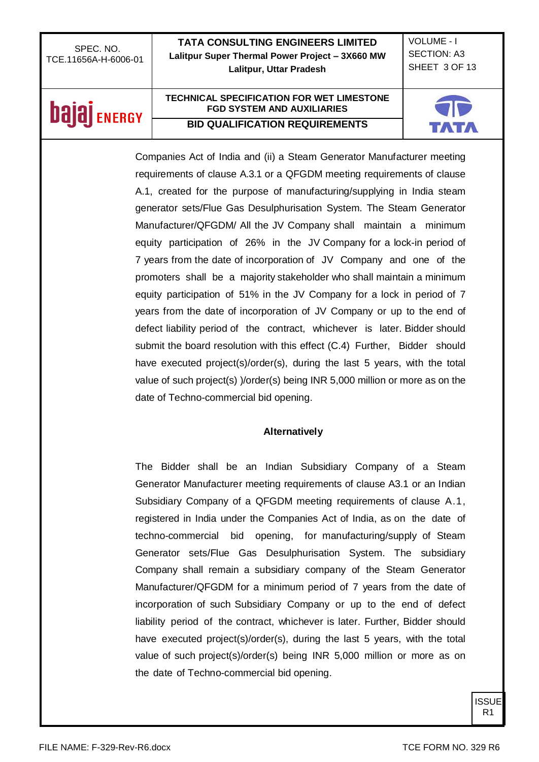Companies Act of India and (ii) a Steam Generator Manufacturer meeting requirements of clause A.3.1 or a QFGDM meeting requirements of clause A.1, created for the purpose of manufacturing/supplying in India steam generator sets/Flue Gas Desulphurisation System. The Steam Generator Manufacturer/QFGDM/ All the JV Company shall maintain a minimum equity participation of 26% in the JV Company for a lock-in period of 7 years from the date of incorporation of JV Company and one of the promoters shall be a majority stakeholder who shall maintain a minimum equity participation of 51% in the JV Company for a lock in period of 7 years from the date of incorporation of JV Company or up to the end of defect liability period of the contract, whichever is later. Bidder should submit the board resolution with this effect (C.4) Further, Bidder should have executed project(s)/order(s), during the last 5 years, with the total value of such project(s) )/order(s) being INR 5,000 million or more as on the date of Techno-commercial bid opening.

**Alternatively**

The Bidder shall be an Indian Subsidiary Company of a Steam Generator Manufacturer meeting requirements of clause A3.1 or an Indian Subsidiary Company of a QFGDM meeting requirements of clause A.1, registered in India under the Companies Act of India, as on the date of techno-commercial bid opening, for manufacturing/supply of Steam Generator sets/Flue Gas Desulphurisation System. The subsidiary Company shall remain a subsidiary company of the Steam Generator Manufacturer/QFGDM for a minimum period of 7 years from the date of incorporation of such Subsidiary Company or up to the end of defect liability period of the contract, whichever is later. Further, Bidder should have executed project(s)/order(s), during the last 5 years, with the total value of such project(s)/order(s) being INR 5,000 million or more as on the date of Techno-commercial bid opening.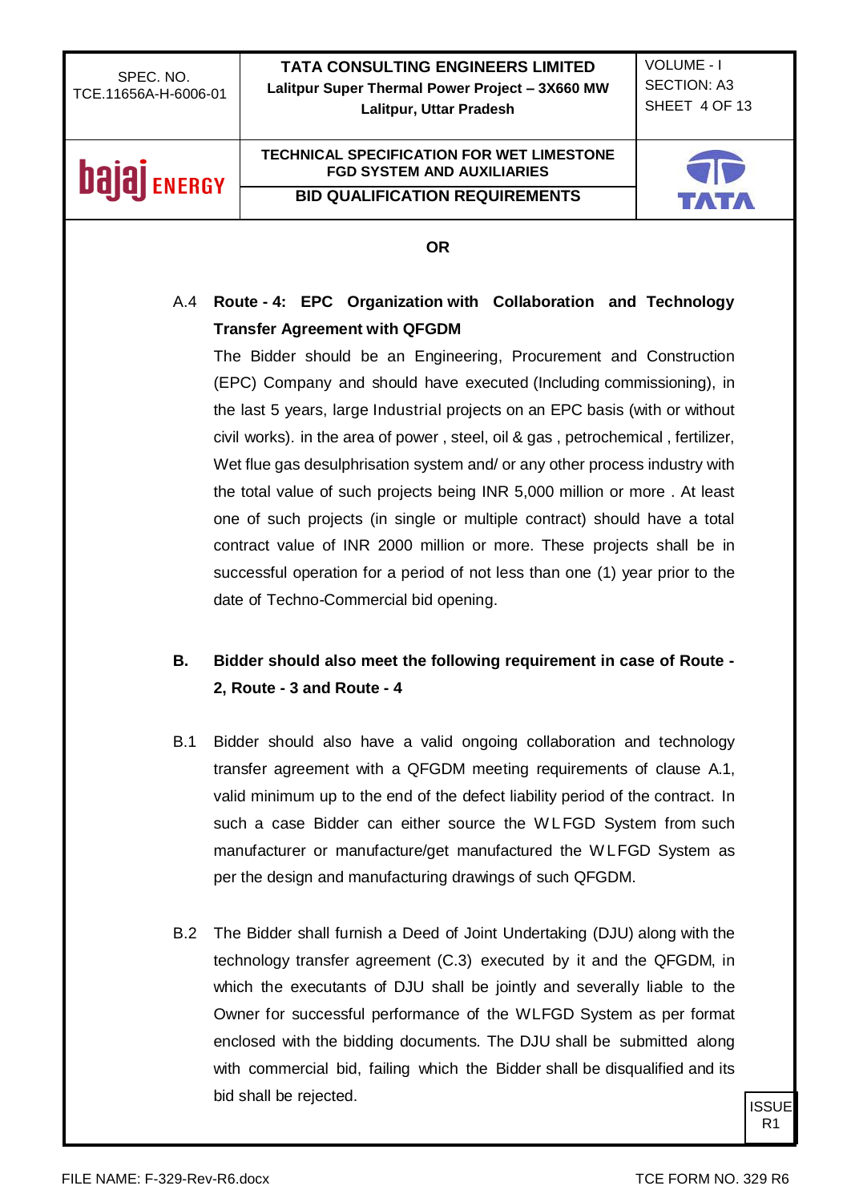**OR**

A.4 **Route - 4: EPC Organization with Collaboration and Technology Transfer Agreement with QFGDM**

The Bidder should be an Engineering, Procurement and Construction (EPC) Company and should have executed (Including commissioning), in the last 5 years, large Industrial projects on an EPC basis (with or without civil works). in the area of power , steel, oil & gas , petrochemical , fertilizer, Wet flue gas desulphrisation system and/ or any other process industry with the total value of such projects being INR 5,000 million or more . At least one of such projects (in single or multiple contract) should have a total contract value of INR 2000 million or more. These projects shall be in successful operation for a period of not less than one (1) year prior to the date of Techno-Commercial bid opening.

**B. Bidder should also meet the following requirement in case of Route - 2, Route - 3 and Route - 4**

B.1 Bidder should also have a valid ongoing collaboration and technology transfer agreement with a QFGDM meeting requirements of clause A.1, valid minimum up to the end of the defect liability period of the contract. In such a case Bidder can either source the WLFGD System from such manufacturer or manufacture/get manufactured the WLFGD System as per the design and manufacturing drawings of such QFGDM.

B.2 The Bidder shall furnish a Deed of Joint Undertaking (DJU) along with the technology transfer agreement (C.3) executed by it and the QFGDM, in which the executants of DJU shall be jointly and severally liable to the Owner for successful performance of the WLFGD System as per format enclosed with the bidding documents. The DJU shall be submitted along with commercial bid, failing which the Bidder shall be disqualified and its bid shall be rejected.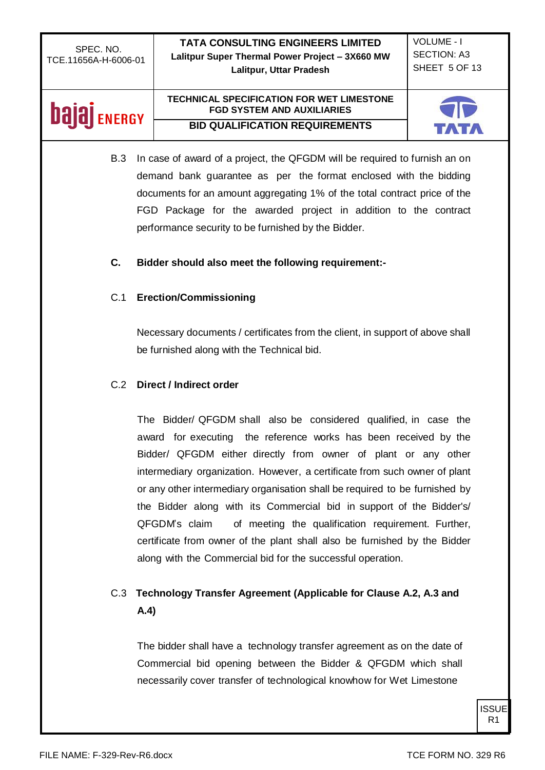B.3 In case of award of a project, the QFGDM will be required to furnish an on demand bank guarantee as per the format enclosed with the bidding documents for an amount aggregating 1% of the total contract price of the FGD Package for the awarded project in addition to the contract performance security to be furnished by the Bidder.

**C. Bidder should also meet the following requirement:-**

C.1 **Erection/Commissioning**

Necessary documents / certificates from the client, in support of above shall be furnished along with the Technical bid.

C.2 **Direct / Indirect order**

The Bidder/ QFGDM shall also be considered qualified, in case the award for executing the reference works has been received by the Bidder/ QFGDM either directly from owner of plant or any other intermediary organization. However, a certificate from such owner of plant or any other intermediary organisation shall be required to be furnished by the Bidder along with its Commercial bid in support of the Bidder's/ QFGDM's claim of meeting the qualification requirement. Further, certificate from owner of the plant shall also be furnished by the Bidder along with the Commercial bid for the successful operation.

C.3 **Technology Transfer Agreement (Applicable for Clause A.2, A.3 and A.4)**

The bidder shall have a technology transfer agreement as on the date of Commercial bid opening between the Bidder & QFGDM which shall necessarily cover transfer of technological knowhow for Wet Limestone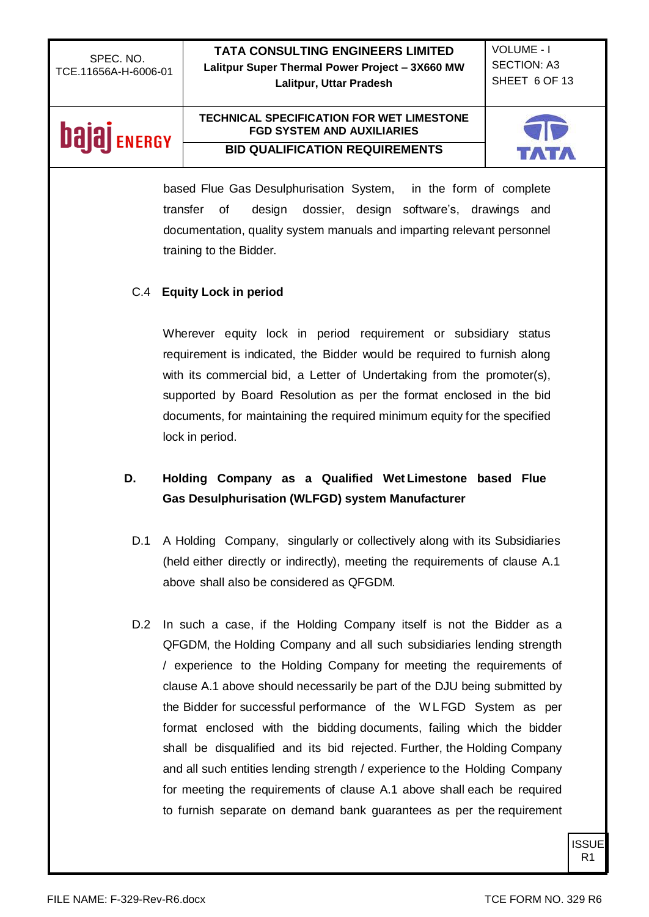based Flue Gas Desulphurisation System, in the form of complete transfer of design dossier, design software's, drawings and documentation, quality system manuals and imparting relevant personnel training to the Bidder.

C.4 **Equity Lock in period**

Wherever equity lock in period requirement or subsidiary status requirement is indicated, the Bidder would be required to furnish along with its commercial bid, a Letter of Undertaking from the promoter(s), supported by Board Resolution as per the format enclosed in the bid documents, for maintaining the required minimum equity for the specified lock in period.

## D. Holding Company as a Qualified Wet Limestone based Flue Gas Desulphurisation (WLFGD) system Manufacturer

D.1 A Holding Company, singularly or collectively along with its Subsidiaries (held either directly or indirectly), meeting the requirements of clause A.1 above shall also be considered as QFGDM.

D.2 In such a case, if the Holding Company itself is not the Bidder as a QFGDM, the Holding Company and all such subsidiaries lending strength / experience to the Holding Company for meeting the requirements of clause A.1 above should necessarily be part of the DJU being submitted by the Bidder for successful performance of the WLFGD System as per format enclosed with the bidding documents, failing which the bidder shall be disqualified and its bid rejected. Further, the Holding Company and all such entities lending strength / experience to the Holding Company for meeting the requirements of clause A.1 above shall each be required to furnish separate on demand bank guarantees as per the requirement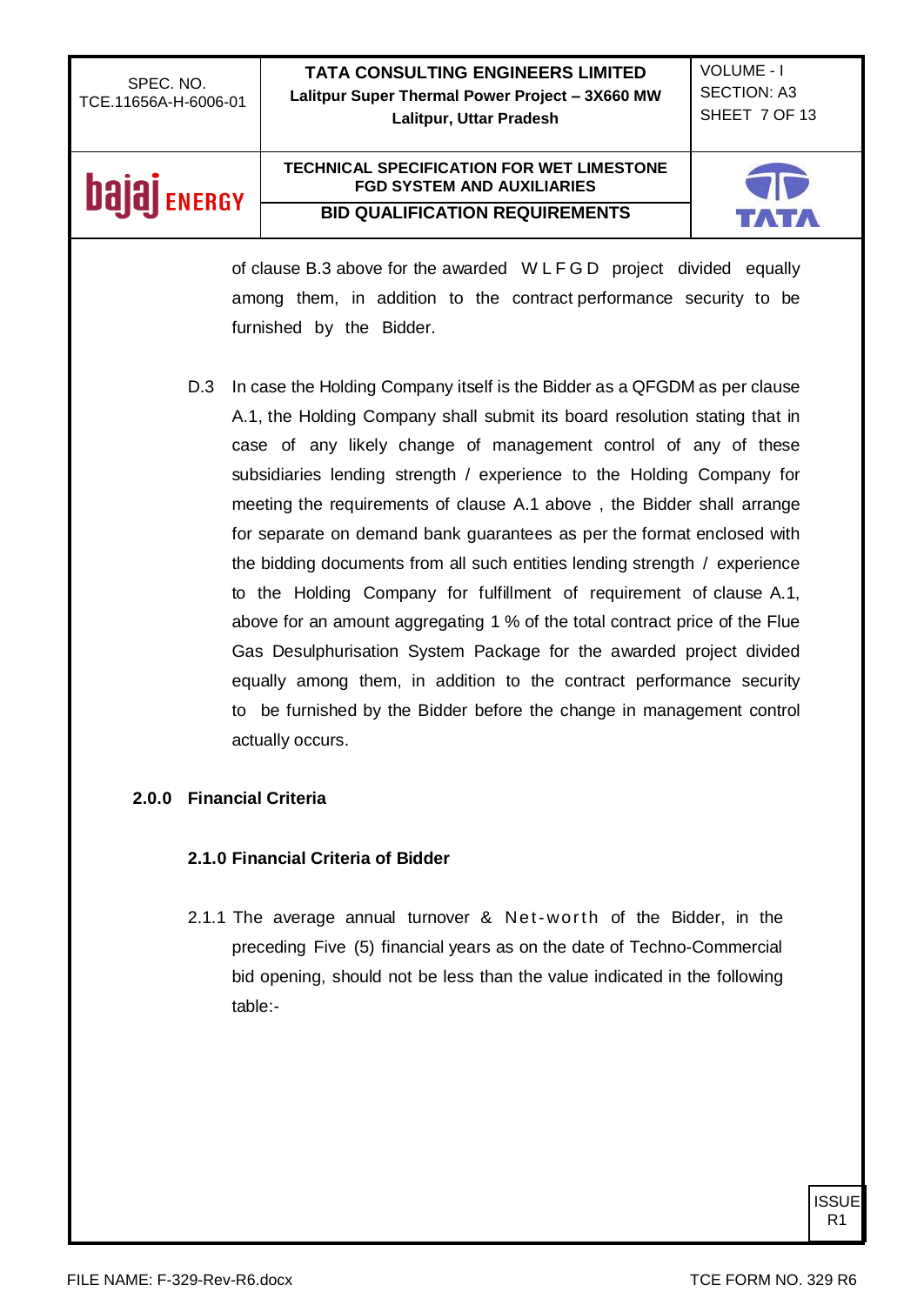of clause B.3 above for the awarded WLFGD project divided equally among them, in addition to the contract performance security to be furnished by the Bidder.

D.3 In case the Holding Company itself is the Bidder as a QFGDM as per clause A.1, the Holding Company shall submit its board resolution stating that in case of any likely change of management control of any of these subsidiaries lending strength / experience to the Holding Company for meeting the requirements of clause A.1 above , the Bidder shall arrange for separate on demand bank guarantees as per the format enclosed with the bidding documents from all such entities lending strength / experience to the Holding Company for fulfillment of requirement of clause A.1, above for an amount aggregating 1 % of the total contract price of the Flue Gas Desulphurisation System Package for the awarded project divided equally among them, in addition to the contract performance security to be furnished by the Bidder before the change in management control actually occurs.

## 2.0.0 Financial Criteria

### 2.1.0 Financial Criteria of Bidder

2.1.1 The average annual turnover & Net-worth of the Bidder, in the preceding Five (5) financial years as on the date of Techno-Commercial bid opening, should not be less than the value indicated in the following table:-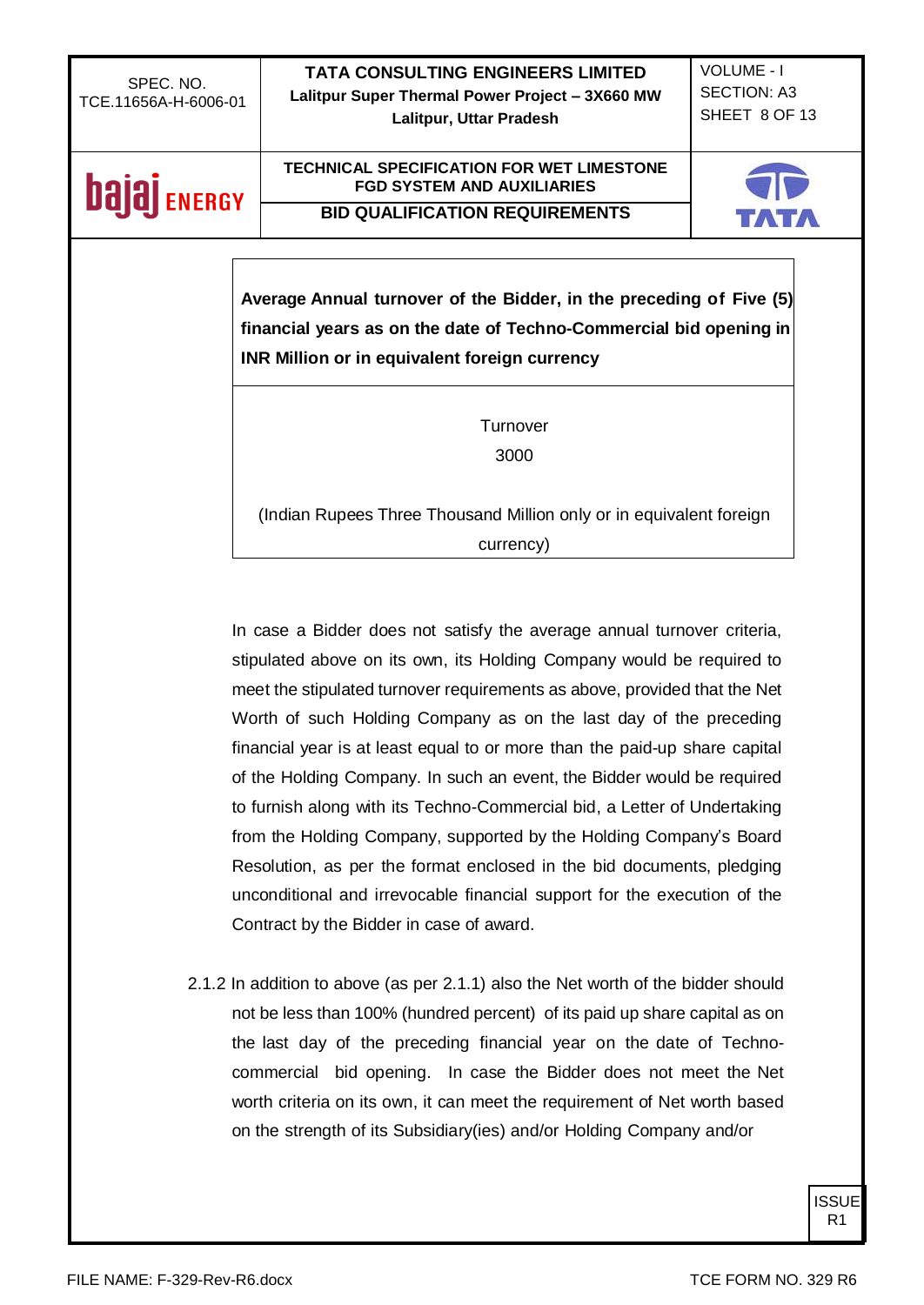| Average Annual turnover of the Bidder, in the preceding of Five (5) financial years as on the date of Techno-Commercial bid opening in INR Million or in equivalent foreign currency |
|---|
| Turnover<br>3000<br><br>(Indian Rupees Three Thousand Million only or in equivalent foreign currency) |

In case a Bidder does not satisfy the average annual turnover criteria, stipulated above on its own, its Holding Company would be required to meet the stipulated turnover requirements as above, provided that the Net Worth of such Holding Company as on the last day of the preceding financial year is at least equal to or more than the paid-up share capital of the Holding Company. In such an event, the Bidder would be required to furnish along with its Techno-Commercial bid, a Letter of Undertaking from the Holding Company, supported by the Holding Company's Board Resolution, as per the format enclosed in the bid documents, pledging unconditional and irrevocable financial support for the execution of the Contract by the Bidder in case of award.

2.1.2 In addition to above (as per 2.1.1) also the Net worth of the bidder should not be less than 100% (hundred percent) of its paid up share capital as on the last day of the preceding financial year on the date of Techno-commercial bid opening. In case the Bidder does not meet the Net worth criteria on its own, it can meet the requirement of Net worth based on the strength of its Subsidiary(ies) and/or Holding Company and/or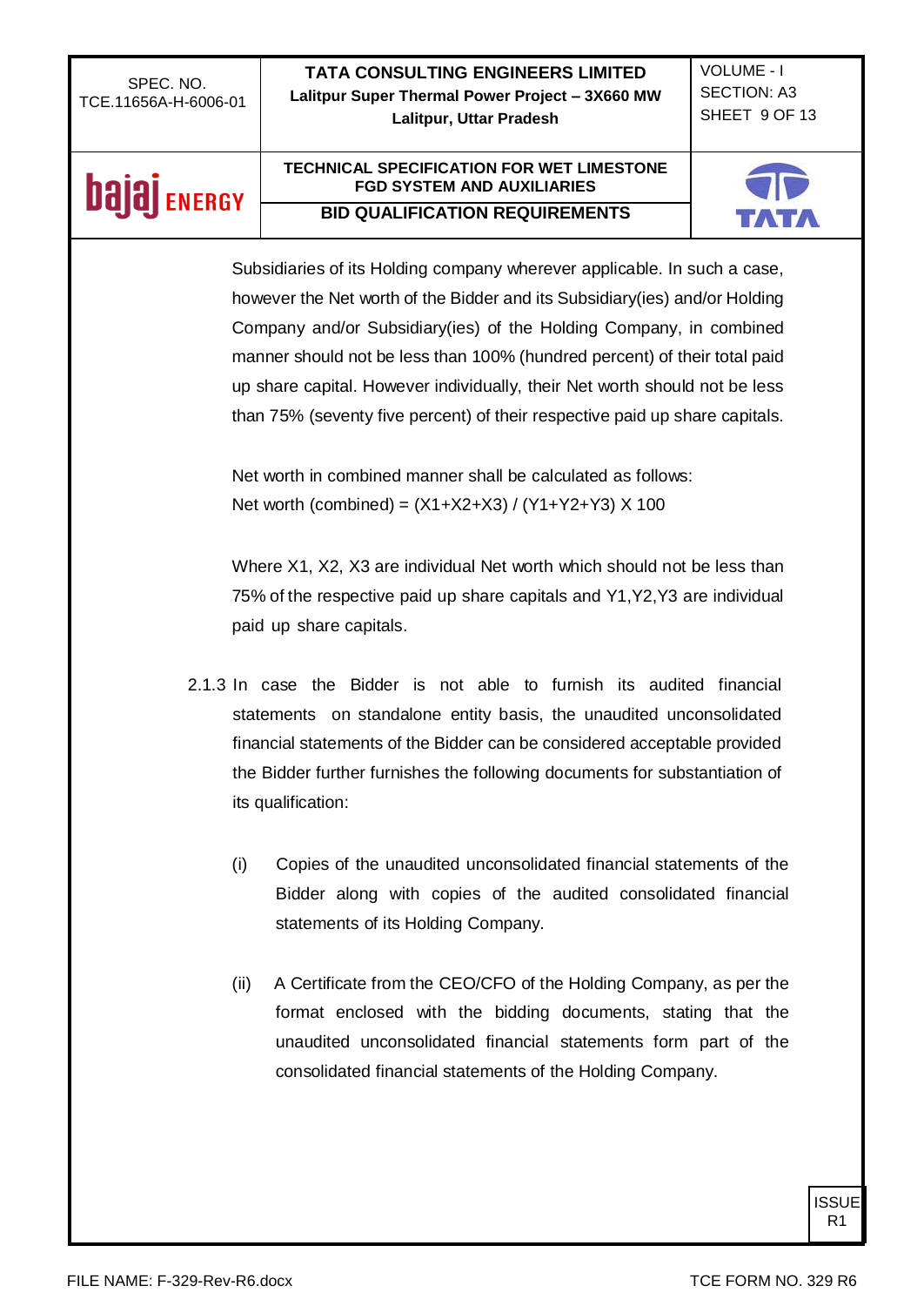Subsidiaries of its Holding company wherever applicable. In such a case, however the Net worth of the Bidder and its Subsidiary(ies) and/or Holding Company and/or Subsidiary(ies) of the Holding Company, in combined manner should not be less than 100% (hundred percent) of their total paid up share capital. However individually, their Net worth should not be less than 75% (seventy five percent) of their respective paid up share capitals.

Net worth in combined manner shall be calculated as follows:
Net worth (combined) = $(X1+X2+X3) / (Y1+Y2+Y3) \times 100$

Where X1, X2, X3 are individual Net worth which should not be less than 75% of the respective paid up share capitals and Y1,Y2,Y3 are individual paid up share capitals.

2.1.3 In case the Bidder is not able to furnish its audited financial statements on standalone entity basis, the unaudited unconsolidated financial statements of the Bidder can be considered acceptable provided the Bidder further furnishes the following documents for substantiation of its qualification:

(i) Copies of the unaudited unconsolidated financial statements of the Bidder along with copies of the audited consolidated financial statements of its Holding Company.

(ii) A Certificate from the CEO/CFO of the Holding Company, as per the format enclosed with the bidding documents, stating that the unaudited unconsolidated financial statements form part of the consolidated financial statements of the Holding Company.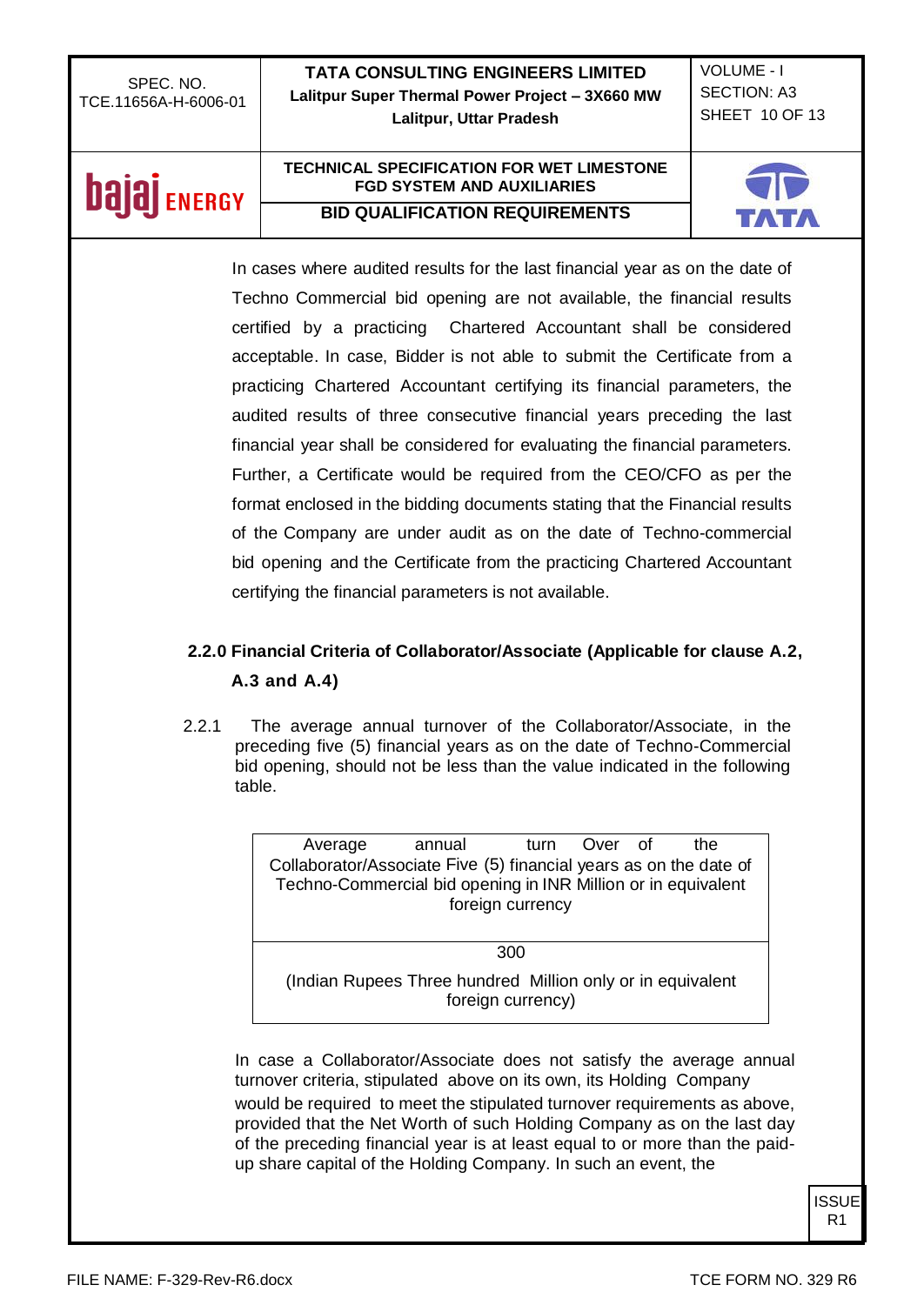In cases where audited results for the last financial year as on the date of Techno Commercial bid opening are not available, the financial results certified by a practicing Chartered Accountant shall be considered acceptable. In case, Bidder is not able to submit the Certificate from a practicing Chartered Accountant certifying its financial parameters, the audited results of three consecutive financial years preceding the last financial year shall be considered for evaluating the financial parameters. Further, a Certificate would be required from the CEO/CFO as per the format enclosed in the bidding documents stating that the Financial results of the Company are under audit as on the date of Techno-commercial bid opening and the Certificate from the practicing Chartered Accountant certifying the financial parameters is not available.

**2.2.0 Financial Criteria of Collaborator/Associate (Applicable for clause A.2, A.3 and A.4)**

2.2.1 The average annual turnover of the Collaborator/Associate, in the preceding five (5) financial years as on the date of Techno-Commercial bid opening, should not be less than the value indicated in the following table.

| Average annual turn Over of the Collaborator/Associate Five (5) financial years as on the date of Techno-Commercial bid opening in INR Million or in equivalent foreign currency |
|---|
| 300<br>(Indian Rupees Three hundred Million only or in equivalent foreign currency) |

In case a Collaborator/Associate does not satisfy the average annual turnover criteria, stipulated above on its own, its Holding Company would be required to meet the stipulated turnover requirements as above, provided that the Net Worth of such Holding Company as on the last day of the preceding financial year is at least equal to or more than the paid-up share capital of the Holding Company. In such an event, the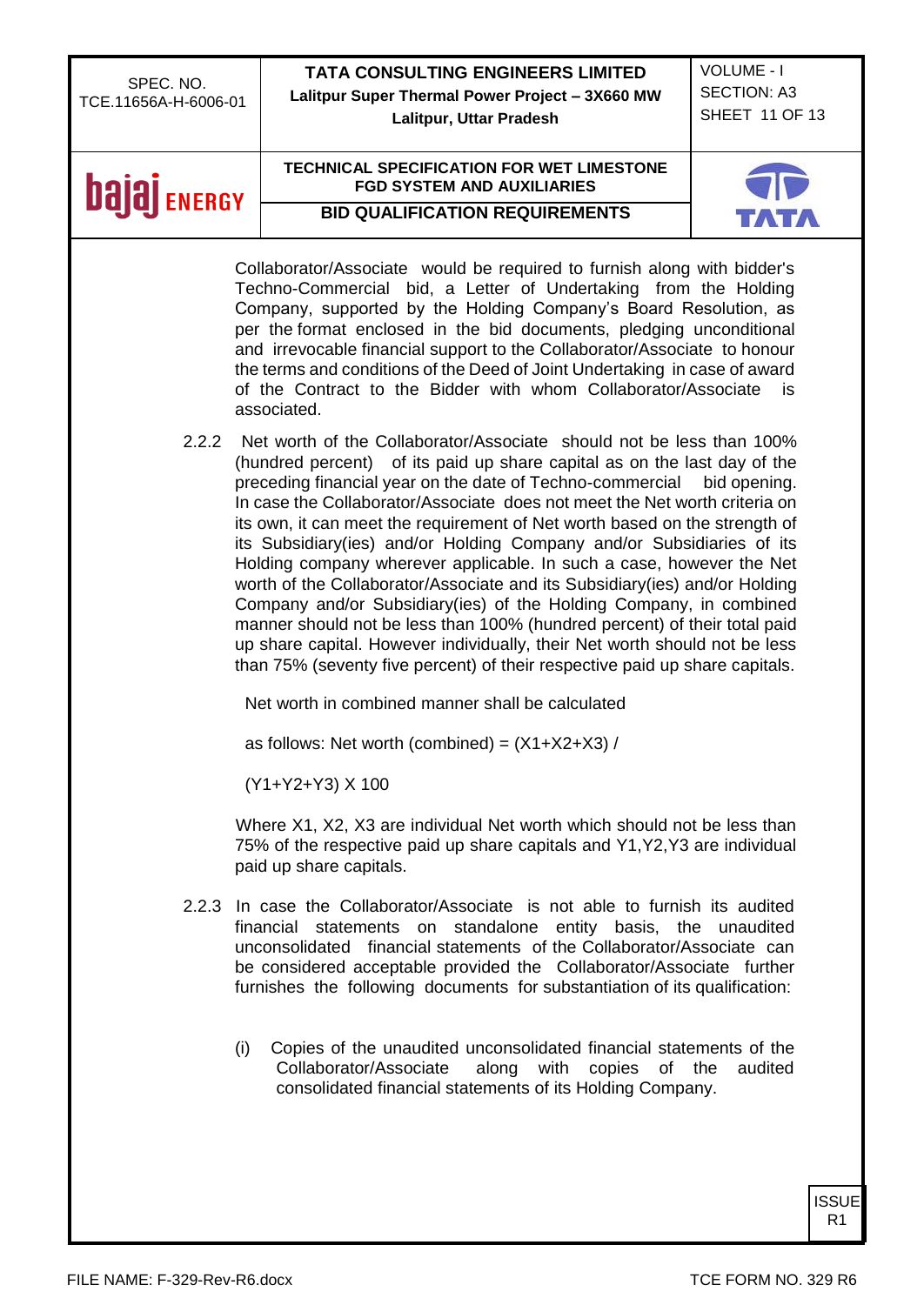Collaborator/Associate would be required to furnish along with bidder's Techno-Commercial bid, a Letter of Undertaking from the Holding Company, supported by the Holding Company's Board Resolution, as per the format enclosed in the bid documents, pledging unconditional and irrevocable financial support to the Collaborator/Associate to honour the terms and conditions of the Deed of Joint Undertaking in case of award of the Contract to the Bidder with whom Collaborator/Associate is associated.

2.2.2 Net worth of the Collaborator/Associate should not be less than 100% (hundred percent) of its paid up share capital as on the last day of the preceding financial year on the date of Techno-commercial bid opening. In case the Collaborator/Associate does not meet the Net worth criteria on its own, it can meet the requirement of Net worth based on the strength of its Subsidiary(ies) and/or Holding Company and/or Subsidiaries of its Holding company wherever applicable. In such a case, however the Net worth of the Collaborator/Associate and its Subsidiary(ies) and/or Holding Company and/or Subsidiary(ies) of the Holding Company, in combined manner should not be less than 100% (hundred percent) of their total paid up share capital. However individually, their Net worth should not be less than 75% (seventy five percent) of their respective paid up share capitals.

Net worth in combined manner shall be calculated

as follows: Net worth (combined) = $(X1+X2+X3) /$

$(Y1+Y2+Y3) \times 100$

Where X1, X2, X3 are individual Net worth which should not be less than 75% of the respective paid up share capitals and Y1,Y2,Y3 are individual paid up share capitals.

2.2.3 In case the Collaborator/Associate is not able to furnish its audited financial statements on standalone entity basis, the unaudited unconsolidated financial statements of the Collaborator/Associate can be considered acceptable provided the Collaborator/Associate further furnishes the following documents for substantiation of its qualification:

(i) Copies of the unaudited unconsolidated financial statements of the Collaborator/Associate along with copies of the audited consolidated financial statements of its Holding Company.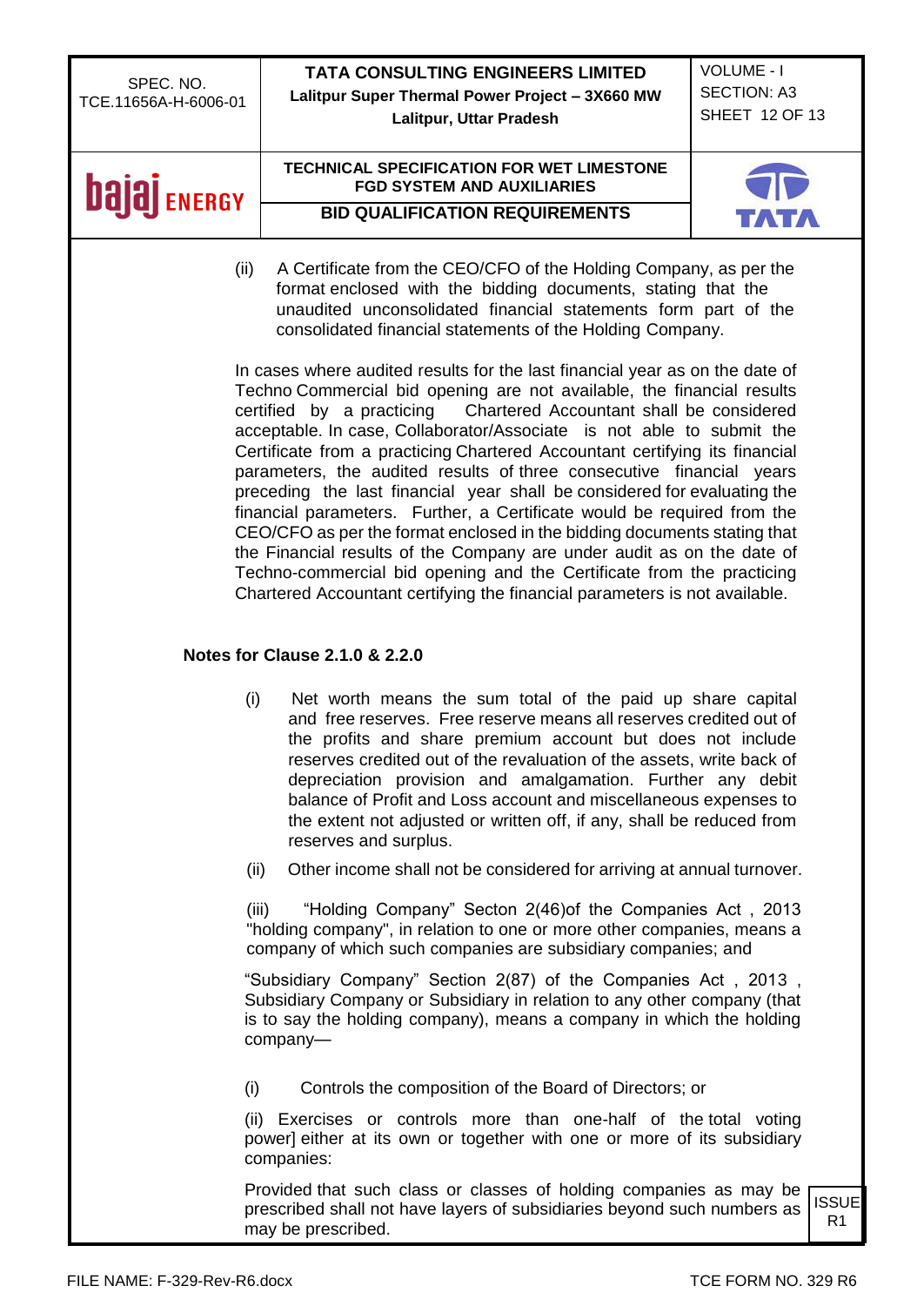(ii) A Certificate from the CEO/CFO of the Holding Company, as per the format enclosed with the bidding documents, stating that the unaudited unconsolidated financial statements form part of the consolidated financial statements of the Holding Company.

In cases where audited results for the last financial year as on the date of Techno Commercial bid opening are not available, the financial results certified by a practicing Chartered Accountant shall be considered acceptable. In case, Collaborator/Associate is not able to submit the Certificate from a practicing Chartered Accountant certifying its financial parameters, the audited results of three consecutive financial years preceding the last financial year shall be considered for evaluating the financial parameters. Further, a Certificate would be required from the CEO/CFO as per the format enclosed in the bidding documents stating that the Financial results of the Company are under audit as on the date of Techno-commercial bid opening and the Certificate from the practicing Chartered Accountant certifying the financial parameters is not available.

**Notes for Clause 2.1.0 & 2.2.0**

(i) Net worth means the sum total of the paid up share capital and free reserves. Free reserve means all reserves credited out of the profits and share premium account but does not include reserves credited out of the revaluation of the assets, write back of depreciation provision and amalgamation. Further any debit balance of Profit and Loss account and miscellaneous expenses to the extent not adjusted or written off, if any, shall be reduced from reserves and surplus.

(ii) Other income shall not be considered for arriving at annual turnover.

(iii) "Holding Company" Secton 2(46)of the Companies Act , 2013 "holding company", in relation to one or more other companies, means a company of which such companies are subsidiary companies; and

"Subsidiary Company" Section 2(87) of the Companies Act , 2013 , Subsidiary Company or Subsidiary in relation to any other company (that is to say the holding company), means a company in which the holding company—

(i) Controls the composition of the Board of Directors; or

(ii) Exercises or controls more than one-half of the total voting power] either at its own or together with one or more of its subsidiary companies:

Provided that such class or classes of holding companies as may be prescribed shall not have layers of subsidiaries beyond such numbers as may be prescribed.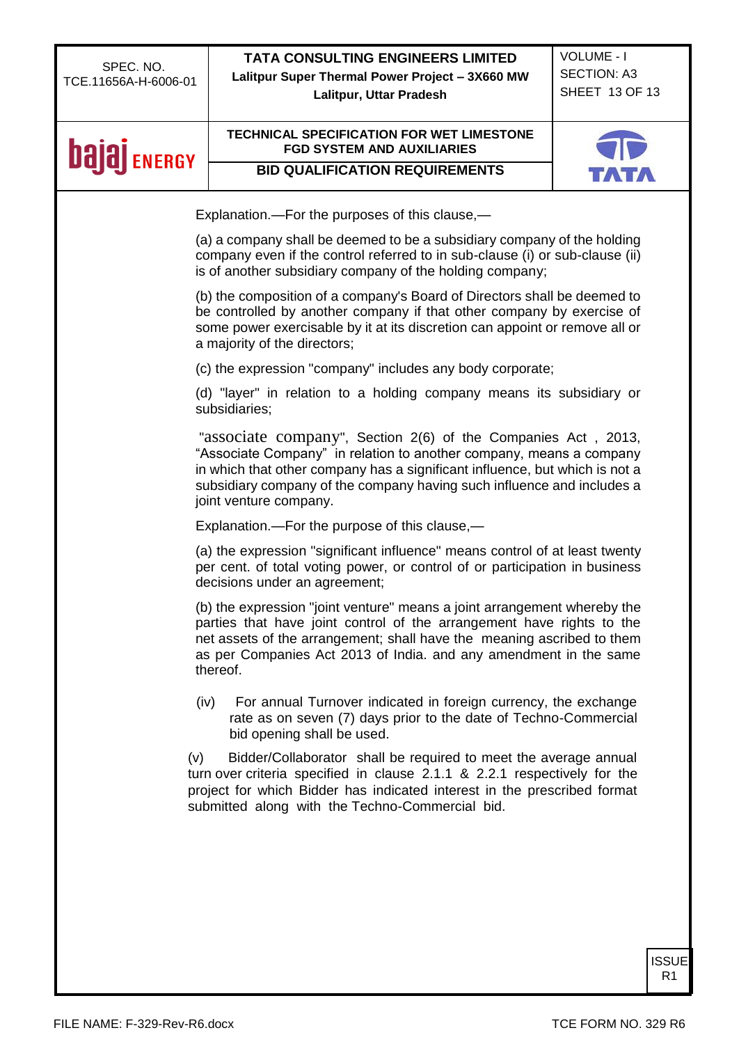Explanation.—For the purposes of this clause,—

(a) a company shall be deemed to be a subsidiary company of the holding company even if the control referred to in sub-clause (i) or sub-clause (ii) is of another subsidiary company of the holding company;

(b) the composition of a company's Board of Directors shall be deemed to be controlled by another company if that other company by exercise of some power exercisable by it at its discretion can appoint or remove all or a majority of the directors;

(c) the expression "company" includes any body corporate;

(d) "layer" in relation to a holding company means its subsidiary or subsidiaries;

"associate company", Section 2(6) of the Companies Act , 2013, "Associate Company" in relation to another company, means a company in which that other company has a significant influence, but which is not a subsidiary company of the company having such influence and includes a joint venture company.

Explanation.—For the purpose of this clause,—

(a) the expression "significant influence" means control of at least twenty per cent. of total voting power, or control of or participation in business decisions under an agreement;

(b) the expression "joint venture" means a joint arrangement whereby the parties that have joint control of the arrangement have rights to the net assets of the arrangement; shall have the meaning ascribed to them as per Companies Act 2013 of India. and any amendment in the same thereof.

(iv) For annual Turnover indicated in foreign currency, the exchange rate as on seven (7) days prior to the date of Techno-Commercial bid opening shall be used.

(v) Bidder/Collaborator shall be required to meet the average annual turn over criteria specified in clause 2.1.1 & 2.2.1 respectively for the project for which Bidder has indicated interest in the prescribed format submitted along with the Techno-Commercial bid.